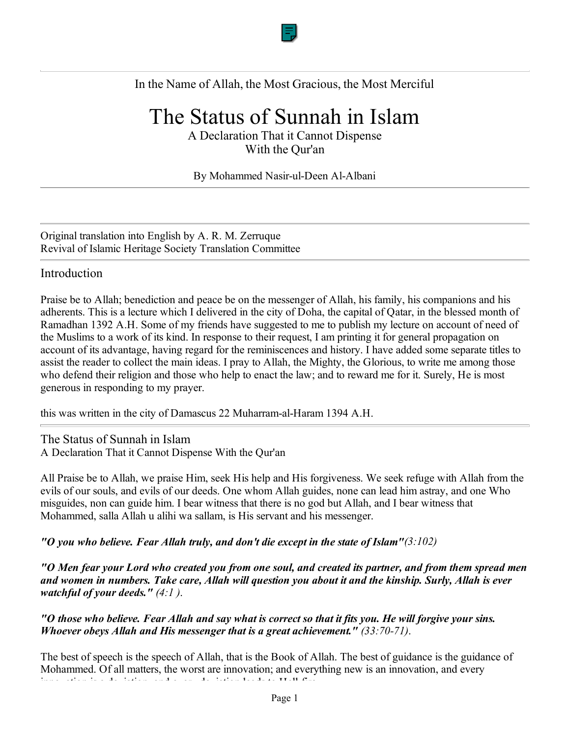In the Name of Allah, the Most Gracious, the Most Merciful

# The Status of Sunnah in Islam

A Declaration That it Cannot Dispense
With the Qur'an

By Mohammed Nasir-ul-Deen Al-Albani

---

Original translation into English by A. R. M. Zerruque
Revival of Islamic Heritage Society Translation Committee

## Introduction

Praise be to Allah; benediction and peace be on the messenger of Allah, his family, his companions and his adherents. This is a lecture which I delivered in the city of Doha, the capital of Qatar, in the blessed month of Ramadhan 1392 A.H. Some of my friends have suggested to me to publish my lecture on account of need of the Muslims to a work of its kind. In response to their request, I am printing it for general propagation on account of its advantage, having regard for the reminiscences and history. I have added some separate titles to assist the reader to collect the main ideas. I pray to Allah, the Mighty, the Glorious, to write me among those who defend their religion and those who help to enact the law; and to reward me for it. Surely, He is most generous in responding to my prayer.

this was written in the city of Damascus 22 Muharram-al-Haram 1394 A.H.

## The Status of Sunnah in Islam

A Declaration That it Cannot Dispense With the Qur'an

All Praise be to Allah, we praise Him, seek His help and His forgiveness. We seek refuge with Allah from the evils of our souls, and evils of our deeds. One whom Allah guides, none can lead him astray, and one Who misguides, non can guide him. I bear witness that there is no god but Allah, and I bear witness that Mohammed, salla Allah u alihi wa sallam, is His servant and his messenger.

***"O you who believe. Fear Allah truly, and don't die except in the state of Islam"****(3:102)*

***"O Men fear your Lord who created you from one soul, and created its partner, and from them spread men and women in numbers. Take care, Allah will question you about it and the kinship. Surly, Allah is ever watchful of your deeds."*** *(4:1 ).*

***"O those who believe. Fear Allah and say what is correct so that it fits you. He will forgive your sins. Whoever obeys Allah and His messenger that is a great achievement."*** *(33:70-71).*

The best of speech is the speech of Allah, that is the Book of Allah. The best of guidance is the guidance of Mohammed. Of all matters, the worst are innovation; and everything new is an innovation, and every innovation is a deviation, and every deviation leads to Hell-fire.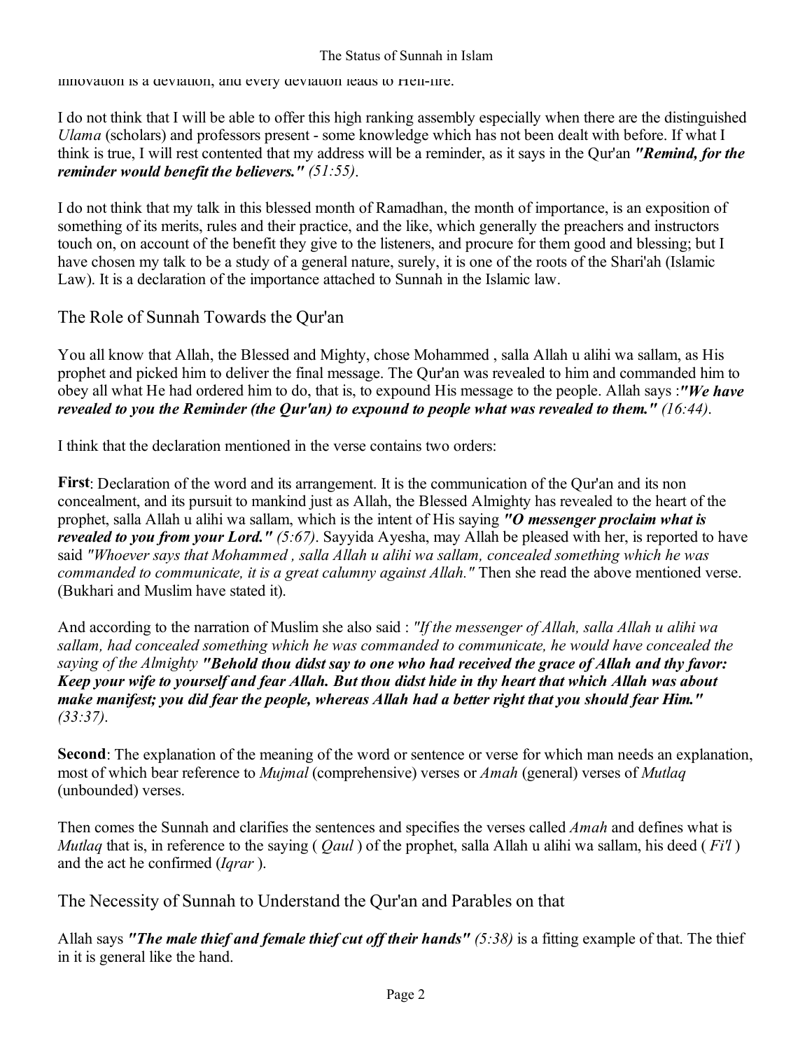innovation is a deviation, and every deviation leads to Hell-fire.

I do not think that I will be able to offer this high ranking assembly especially when there are the distinguished *Ulama* (scholars) and professors present - some knowledge which has not been dealt with before. If what I think is true, I will rest contented that my address will be a reminder, as it says in the Qur'an ***"Remind, for the reminder would benefit the believers."*** *(51:55)*.

I do not think that my talk in this blessed month of Ramadhan, the month of importance, is an exposition of something of its merits, rules and their practice, and the like, which generally the preachers and instructors touch on, on account of the benefit they give to the listeners, and procure for them good and blessing; but I have chosen my talk to be a study of a general nature, surely, it is one of the roots of the Shari'ah (Islamic Law). It is a declaration of the importance attached to Sunnah in the Islamic law.

## The Role of Sunnah Towards the Qur'an

You all know that Allah, the Blessed and Mighty, chose Mohammed , salla Allah u alihi wa sallam, as His prophet and picked him to deliver the final message. The Qur'an was revealed to him and commanded him to obey all what He had ordered him to do, that is, to expound His message to the people. Allah says :***"We have revealed to you the Reminder (the Qur'an) to expound to people what was revealed to them."*** *(16:44)*.

I think that the declaration mentioned in the verse contains two orders:

**First**: Declaration of the word and its arrangement. It is the communication of the Qur'an and its non concealment, and its pursuit to mankind just as Allah, the Blessed Almighty has revealed to the heart of the prophet, salla Allah u alihi wa sallam, which is the intent of His saying ***"O messenger proclaim what is revealed to you from your Lord."*** *(5:67)*. Sayyida Ayesha, may Allah be pleased with her, is reported to have said *"Whoever says that Mohammed , salla Allah u alihi wa sallam, concealed something which he was commanded to communicate, it is a great calumny against Allah."* Then she read the above mentioned verse. (Bukhari and Muslim have stated it).

And according to the narration of Muslim she also said : *"If the messenger of Allah, salla Allah u alihi wa sallam, had concealed something which he was commanded to communicate, he would have concealed the saying of the Almighty* ***"Behold thou didst say to one who had received the grace of Allah and thy favor: Keep your wife to yourself and fear Allah. But thou didst hide in thy heart that which Allah was about make manifest; you did fear the people, whereas Allah had a better right that you should fear Him."*** *(33:37)*.

**Second**: The explanation of the meaning of the word or sentence or verse for which man needs an explanation, most of which bear reference to *Mujmal* (comprehensive) verses or *Amah* (general) verses of *Mutlaq* (unbounded) verses.

Then comes the Sunnah and clarifies the sentences and specifies the verses called *Amah* and defines what is *Mutlaq* that is, in reference to the saying ( *Qaul* ) of the prophet, salla Allah u alihi wa sallam, his deed ( *Fi'l* ) and the act he confirmed (*Iqrar* ).

## The Necessity of Sunnah to Understand the Qur'an and Parables on that

Allah says ***"The male thief and female thief cut off their hands"*** *(5:38)* is a fitting example of that. The thief in it is general like the hand.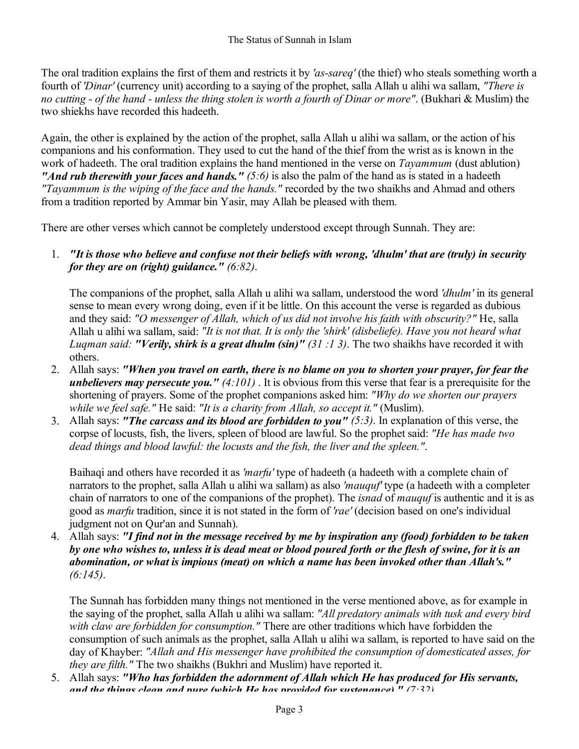The oral tradition explains the first of them and restricts it by *'as-sareq'* (the thief) who steals something worth a fourth of *'Dinar'* (currency unit) according to a saying of the prophet, salla Allah u alihi wa sallam, *"There is no cutting - of the hand - unless the thing stolen is worth a fourth of Dinar or more"*. (Bukhari & Muslim) the two shiekhs have recorded this hadeeth.

Again, the other is explained by the action of the prophet, salla Allah u alihi wa sallam, or the action of his companions and his conformation. They used to cut the hand of the thief from the wrist as is known in the work of hadeeth. The oral tradition explains the hand mentioned in the verse on *Tayammum* (dust ablution) ***"And rub therewith your faces and hands."*** *(5:6)* is also the palm of the hand as is stated in a hadeeth *"Tayammum is the wiping of the face and the hands."* recorded by the two shaikhs and Ahmad and others from a tradition reported by Ammar bin Yasir, may Allah be pleased with them.

There are other verses which cannot be completely understood except through Sunnah. They are:

1. ***"It is those who believe and confuse not their beliefs with wrong, 'dhulm' that are (truly) in security for they are on (right) guidance."*** *(6:82)*.

   The companions of the prophet, salla Allah u alihi wa sallam, understood the word *'dhulm'* in its general sense to mean every wrong doing, even if it be little. On this account the verse is regarded as dubious and they said: *"O messenger of Allah, which of us did not involve his faith with obscurity?"* He, salla Allah u alihi wa sallam, said: *"It is not that. It is only the 'shirk' (disbeliefe). Have you not heard what Luqman said:* ***"Verily, shirk is a great dhulm (sin)"*** *(31 :1 3)*. The two shaikhs have recorded it with others.
2. Allah says: ***"When you travel on earth, there is no blame on you to shorten your prayer, for fear the unbelievers may persecute you."*** *(4:101)* . It is obvious from this verse that fear is a prerequisite for the shortening of prayers. Some of the prophet companions asked him: *"Why do we shorten our prayers while we feel safe."* He said: *"It is a charity from Allah, so accept it."* (Muslim).
3. Allah says: ***"The carcass and its blood are forbidden to you"*** *(5:3)*. In explanation of this verse, the corpse of locusts, fish, the livers, spleen of blood are lawful. So the prophet said: *"He has made two dead things and blood lawful: the locusts and the fish, the liver and the spleen."*.

   Baihaqi and others have recorded it as *'marfu'* type of hadeeth (a hadeeth with a complete chain of narrators to the prophet, salla Allah u alihi wa sallam) as also *'mauquf'* type (a hadeeth with a completer chain of narrators to one of the companions of the prophet). The *isnad* of *mauquf* is authentic and it is as good as *marfu* tradition, since it is not stated in the form of *'rae'* (decision based on one's individual judgment not on Qur'an and Sunnah).
4. Allah says: ***"I find not in the message received by me by inspiration any (food) forbidden to be taken by one who wishes to, unless it is dead meat or blood poured forth or the flesh of swine, for it is an abomination, or what is impious (meat) on which a name has been invoked other than Allah's."*** *(6:145)*.

   The Sunnah has forbidden many things not mentioned in the verse mentioned above, as for example in the saying of the prophet, salla Allah u alihi wa sallam: *"All predatory animals with tusk and every bird with claw are forbidden for consumption."* There are other traditions which have forbidden the consumption of such animals as the prophet, salla Allah u alihi wa sallam, is reported to have said on the day of Khayber: *"Allah and His messenger have prohibited the consumption of domesticated asses, for they are filth."* The two shaikhs (Bukhri and Muslim) have reported it.
5. Allah says: ***"Who has forbidden the adornment of Allah which He has produced for His servants, and the things clean and pure (which He has provided for sustenance)."*** *(7:32)*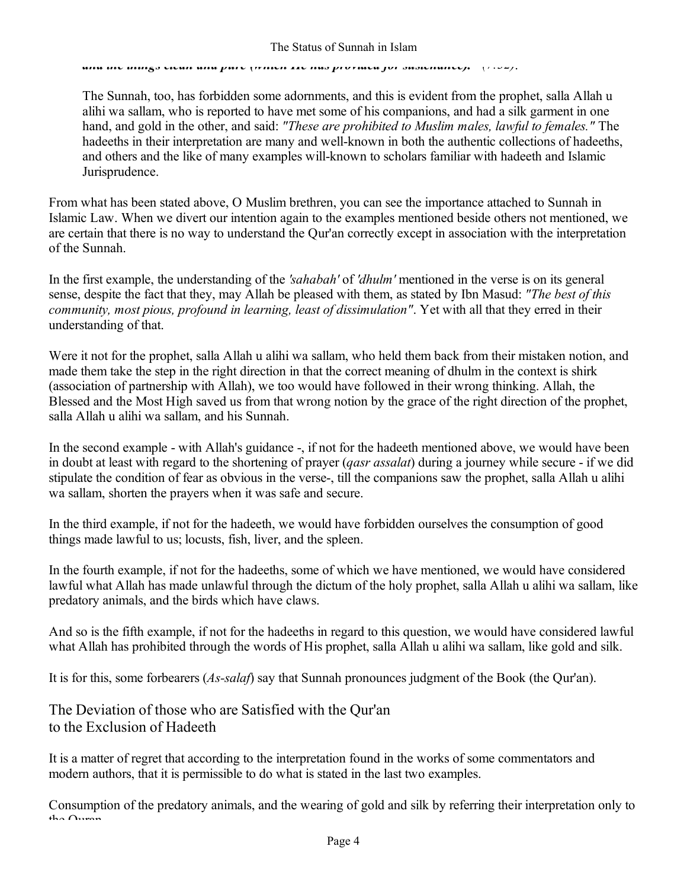***and the things clean and pure (which He has provided for sustenance)." (7:32).***

> The Sunnah, too, has forbidden some adornments, and this is evident from the prophet, salla Allah u alihi wa sallam, who is reported to have met some of his companions, and had a silk garment in one hand, and gold in the other, and said: *"These are prohibited to Muslim males, lawful to females."* The hadeeths in their interpretation are many and well-known in both the authentic collections of hadeeths, and others and the like of many examples will-known to scholars familiar with hadeeth and Islamic Jurisprudence.

From what has been stated above, O Muslim brethren, you can see the importance attached to Sunnah in Islamic Law. When we divert our intention again to the examples mentioned beside others not mentioned, we are certain that there is no way to understand the Qur'an correctly except in association with the interpretation of the Sunnah.

In the first example, the understanding of the *'sahabah'* of *'dhulm'* mentioned in the verse is on its general sense, despite the fact that they, may Allah be pleased with them, as stated by Ibn Masud: *"The best of this community, most pious, profound in learning, least of dissimulation"*. Yet with all that they erred in their understanding of that.

Were it not for the prophet, salla Allah u alihi wa sallam, who held them back from their mistaken notion, and made them take the step in the right direction in that the correct meaning of dhulm in the context is shirk (association of partnership with Allah), we too would have followed in their wrong thinking. Allah, the Blessed and the Most High saved us from that wrong notion by the grace of the right direction of the prophet, salla Allah u alihi wa sallam, and his Sunnah.

In the second example - with Allah's guidance -, if not for the hadeeth mentioned above, we would have been in doubt at least with regard to the shortening of prayer (*qasr assalat*) during a journey while secure - if we did stipulate the condition of fear as obvious in the verse-, till the companions saw the prophet, salla Allah u alihi wa sallam, shorten the prayers when it was safe and secure.

In the third example, if not for the hadeeth, we would have forbidden ourselves the consumption of good things made lawful to us; locusts, fish, liver, and the spleen.

In the fourth example, if not for the hadeeths, some of which we have mentioned, we would have considered lawful what Allah has made unlawful through the dictum of the holy prophet, salla Allah u alihi wa sallam, like predatory animals, and the birds which have claws.

And so is the fifth example, if not for the hadeeths in regard to this question, we would have considered lawful what Allah has prohibited through the words of His prophet, salla Allah u alihi wa sallam, like gold and silk.

It is for this, some forbearers (*As-salaf*) say that Sunnah pronounces judgment of the Book (the Qur'an).

## The Deviation of those who are Satisfied with the Qur'an to the Exclusion of Hadeeth

It is a matter of regret that according to the interpretation found in the works of some commentators and modern authors, that it is permissible to do what is stated in the last two examples.

Consumption of the predatory animals, and the wearing of gold and silk by referring their interpretation only to the Quran.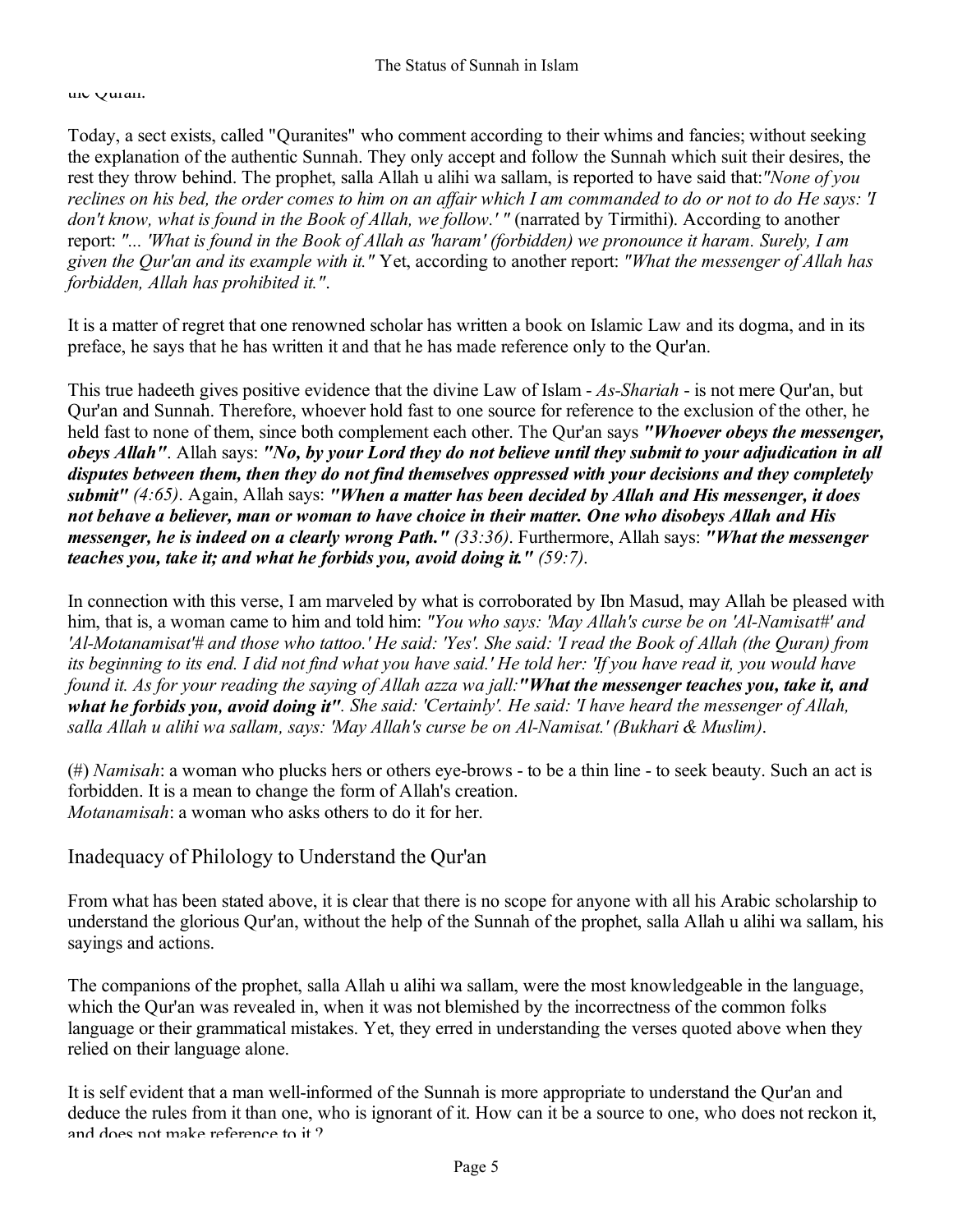the Quran.

Today, a sect exists, called "Quranites" who comment according to their whims and fancies; without seeking the explanation of the authentic Sunnah. They only accept and follow the Sunnah which suit their desires, the rest they throw behind. The prophet, salla Allah u alihi wa sallam, is reported to have said that:*"None of you reclines on his bed, the order comes to him on an affair which I am commanded to do or not to do He says: 'I don't know, what is found in the Book of Allah, we follow.' "* (narrated by Tirmithi). According to another report: *"... 'What is found in the Book of Allah as 'haram' (forbidden) we pronounce it haram. Surely, I am given the Qur'an and its example with it."* Yet, according to another report: *"What the messenger of Allah has forbidden, Allah has prohibited it."*.

It is a matter of regret that one renowned scholar has written a book on Islamic Law and its dogma, and in its preface, he says that he has written it and that he has made reference only to the Qur'an.

This true hadeeth gives positive evidence that the divine Law of Islam - *As-Shariah* - is not mere Qur'an, but Qur'an and Sunnah. Therefore, whoever hold fast to one source for reference to the exclusion of the other, he held fast to none of them, since both complement each other. The Qur'an says ***"Whoever obeys the messenger, obeys Allah"***. Allah says: ***"No, by your Lord they do not believe until they submit to your adjudication in all disputes between them, then they do not find themselves oppressed with your decisions and they completely submit" (4:65)***. Again, Allah says: ***"When a matter has been decided by Allah and His messenger, it does not behave a believer, man or woman to have choice in their matter. One who disobeys Allah and His messenger, he is indeed on a clearly wrong Path." (33:36)***. Furthermore, Allah says: ***"What the messenger teaches you, take it; and what he forbids you, avoid doing it." (59:7)***.

In connection with this verse, I am marveled by what is corroborated by Ibn Masud, may Allah be pleased with him, that is, a woman came to him and told him: *"You who says: 'May Allah's curse be on 'Al-Namisat#' and 'Al-Motanamisat'# and those who tattoo.' He said: 'Yes'. She said: 'I read the Book of Allah (the Quran) from its beginning to its end. I did not find what you have said.' He told her: 'If you have read it, you would have found it. As for your reading the saying of Allah azza wa jall:**"What the messenger teaches you, take it, and what he forbids you, avoid doing it"**. She said: 'Certainly'. He said: 'I have heard the messenger of Allah, salla Allah u alihi wa sallam, says: 'May Allah's curse be on Al-Namisat.' (Bukhari & Muslim)*.

(#) *Namisah*: a woman who plucks hers or others eye-brows - to be a thin line - to seek beauty. Such an act is forbidden. It is a mean to change the form of Allah's creation.
*Motanamisah*: a woman who asks others to do it for her.

## Inadequacy of Philology to Understand the Qur'an

From what has been stated above, it is clear that there is no scope for anyone with all his Arabic scholarship to understand the glorious Qur'an, without the help of the Sunnah of the prophet, salla Allah u alihi wa sallam, his sayings and actions.

The companions of the prophet, salla Allah u alihi wa sallam, were the most knowledgeable in the language, which the Qur'an was revealed in, when it was not blemished by the incorrectness of the common folks language or their grammatical mistakes. Yet, they erred in understanding the verses quoted above when they relied on their language alone.

It is self evident that a man well-informed of the Sunnah is more appropriate to understand the Qur'an and deduce the rules from it than one, who is ignorant of it. How can it be a source to one, who does not reckon it, and does not make reference to it ?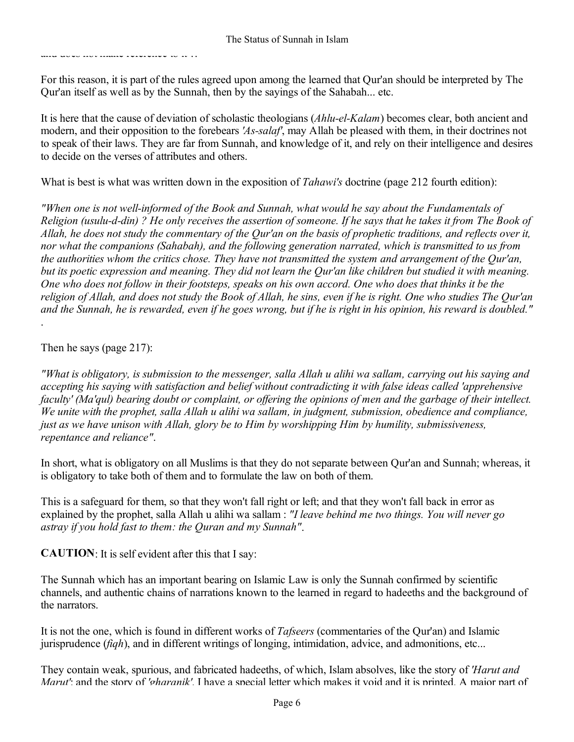and does not make reference to it".

For this reason, it is part of the rules agreed upon among the learned that Qur'an should be interpreted by The Qur'an itself as well as by the Sunnah, then by the sayings of the Sahabah... etc.

It is here that the cause of deviation of scholastic theologians (*Ahlu-el-Kalam*) becomes clear, both ancient and modern, and their opposition to the forebears *'As-salaf'*, may Allah be pleased with them, in their doctrines not to speak of their laws. They are far from Sunnah, and knowledge of it, and rely on their intelligence and desires to decide on the verses of attributes and others.

What is best is what was written down in the exposition of *Tahawi's* doctrine (page 212 fourth edition):

*"When one is not well-informed of the Book and Sunnah, what would he say about the Fundamentals of Religion (usulu-d-din) ? He only receives the assertion of someone. If he says that he takes it from The Book of Allah, he does not study the commentary of the Qur'an on the basis of prophetic traditions, and reflects over it, nor what the companions (Sahabah), and the following generation narrated, which is transmitted to us from the authorities whom the critics chose. They have not transmitted the system and arrangement of the Qur'an, but its poetic expression and meaning. They did not learn the Qur'an like children but studied it with meaning. One who does not follow in their footsteps, speaks on his own accord. One who does that thinks it be the religion of Allah, and does not study the Book of Allah, he sins, even if he is right. One who studies The Qur'an and the Sunnah, he is rewarded, even if he goes wrong, but if he is right in his opinion, his reward is doubled."*
.

Then he says (page 217):

*"What is obligatory, is submission to the messenger, salla Allah u alihi wa sallam, carrying out his saying and accepting his saying with satisfaction and belief without contradicting it with false ideas called 'apprehensive faculty' (Ma'qul) bearing doubt or complaint, or offering the opinions of men and the garbage of their intellect. We unite with the prophet, salla Allah u alihi wa sallam, in judgment, submission, obedience and compliance, just as we have unison with Allah, glory be to Him by worshipping Him by humility, submissiveness, repentance and reliance"*.

In short, what is obligatory on all Muslims is that they do not separate between Qur'an and Sunnah; whereas, it is obligatory to take both of them and to formulate the law on both of them.

This is a safeguard for them, so that they won't fall right or left; and that they won't fall back in error as explained by the prophet, salla Allah u alihi wa sallam : *"I leave behind me two things. You will never go astray if you hold fast to them: the Quran and my Sunnah"*.

**CAUTION**: It is self evident after this that I say:

The Sunnah which has an important bearing on Islamic Law is only the Sunnah confirmed by scientific channels, and authentic chains of narrations known to the learned in regard to hadeeths and the background of the narrators.

It is not the one, which is found in different works of *Tafseers* (commentaries of the Qur'an) and Islamic jurisprudence (*fiqh*), and in different writings of longing, intimidation, advice, and admonitions, etc...

They contain weak, spurious, and fabricated hadeeths, of which, Islam absolves, like the story of *'Harut and Marut'*; and the story of *'gharanik'*. I have a special letter which makes it void and it is printed. A major part of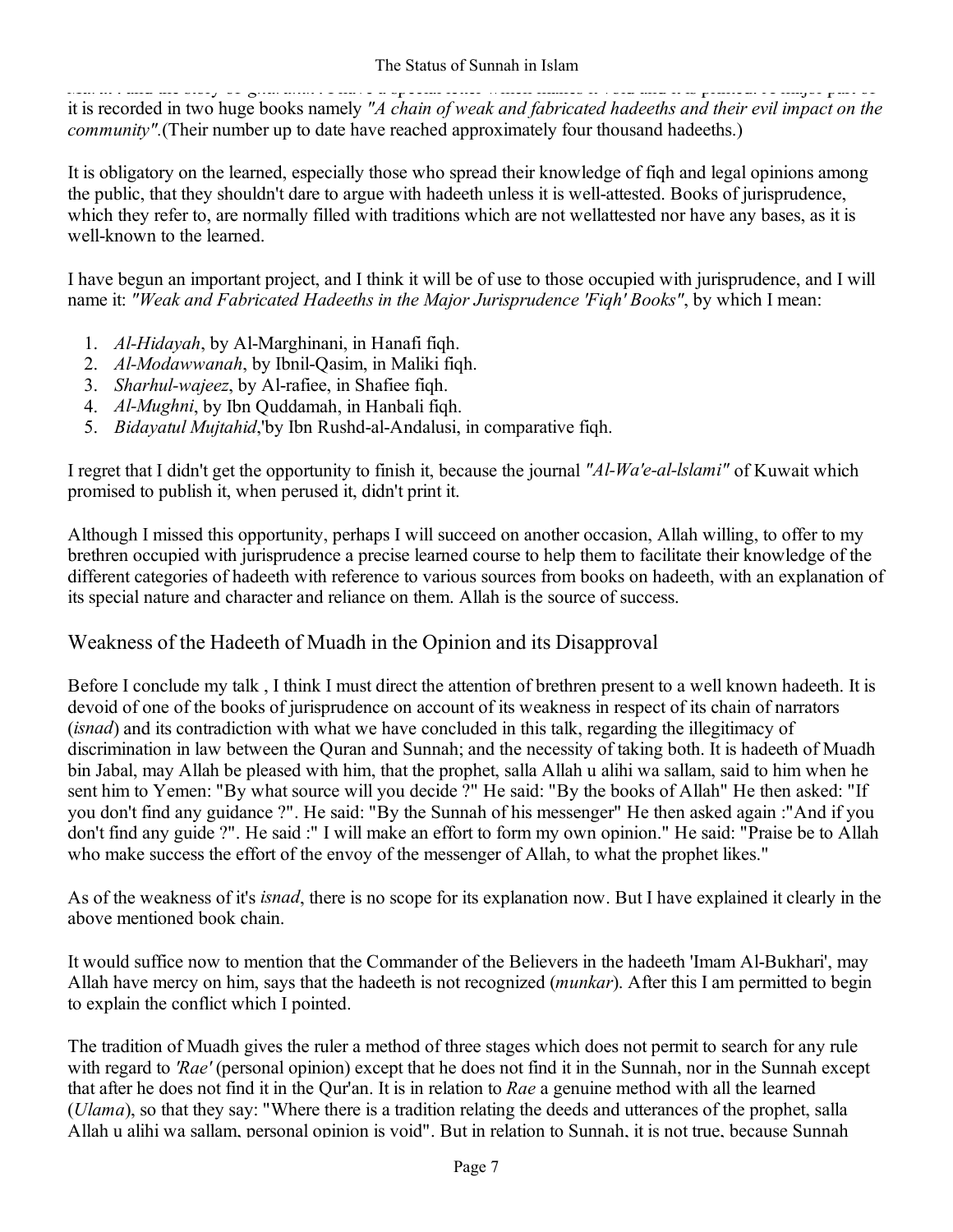Muh'ili and the story of gharaniq. I have a special series which consists of 4000 and it is printed. A major part of it is recorded in two huge books namely *"A chain of weak and fabricated hadeeths and their evil impact on the community"*.(Their number up to date have reached approximately four thousand hadeeths.)

It is obligatory on the learned, especially those who spread their knowledge of fiqh and legal opinions among the public, that they shouldn't dare to argue with hadeeth unless it is well-attested. Books of jurisprudence, which they refer to, are normally filled with traditions which are not wellattested nor have any bases, as it is well-known to the learned.

I have begun an important project, and I think it will be of use to those occupied with jurisprudence, and I will name it: *"Weak and Fabricated Hadeeths in the Major Jurisprudence 'Fiqh' Books"*, by which I mean:

1. *Al-Hidayah*, by Al-Marghinani, in Hanafi fiqh.
2. *Al-Modawwanah*, by Ibnil-Qasim, in Maliki fiqh.
3. *Sharhul-wajeez*, by Al-rafiee, in Shafiee fiqh.
4. *Al-Mughni*, by Ibn Quddamah, in Hanbali fiqh.
5. *Bidayatul Mujtahid*,'by Ibn Rushd-al-Andalusi, in comparative fiqh.

I regret that I didn't get the opportunity to finish it, because the journal *"Al-Wa'e-al-lslami"* of Kuwait which promised to publish it, when perused it, didn't print it.

Although I missed this opportunity, perhaps I will succeed on another occasion, Allah willing, to offer to my brethren occupied with jurisprudence a precise learned course to help them to facilitate their knowledge of the different categories of hadeeth with reference to various sources from books on hadeeth, with an explanation of its special nature and character and reliance on them. Allah is the source of success.

## Weakness of the Hadeeth of Muadh in the Opinion and its Disapproval

Before I conclude my talk , I think I must direct the attention of brethren present to a well known hadeeth. It is devoid of one of the books of jurisprudence on account of its weakness in respect of its chain of narrators (*isnad*) and its contradiction with what we have concluded in this talk, regarding the illegitimacy of discrimination in law between the Quran and Sunnah; and the necessity of taking both. It is hadeeth of Muadh bin Jabal, may Allah be pleased with him, that the prophet, salla Allah u alihi wa sallam, said to him when he sent him to Yemen: "By what source will you decide ?" He said: "By the books of Allah" He then asked: "If you don't find any guidance ?". He said: "By the Sunnah of his messenger" He then asked again :"And if you don't find any guide ?". He said :" I will make an effort to form my own opinion." He said: "Praise be to Allah who make success the effort of the envoy of the messenger of Allah, to what the prophet likes."

As of the weakness of it's *isnad*, there is no scope for its explanation now. But I have explained it clearly in the above mentioned book chain.

It would suffice now to mention that the Commander of the Believers in the hadeeth 'Imam Al-Bukhari', may Allah have mercy on him, says that the hadeeth is not recognized (*munkar*). After this I am permitted to begin to explain the conflict which I pointed.

The tradition of Muadh gives the ruler a method of three stages which does not permit to search for any rule with regard to *'Rae'* (personal opinion) except that he does not find it in the Sunnah, nor in the Sunnah except that after he does not find it in the Qur'an. It is in relation to *Rae* a genuine method with all the learned (*Ulama*), so that they say: "Where there is a tradition relating the deeds and utterances of the prophet, salla Allah u alihi wa sallam, personal opinion is void". But in relation to Sunnah, it is not true, because Sunnah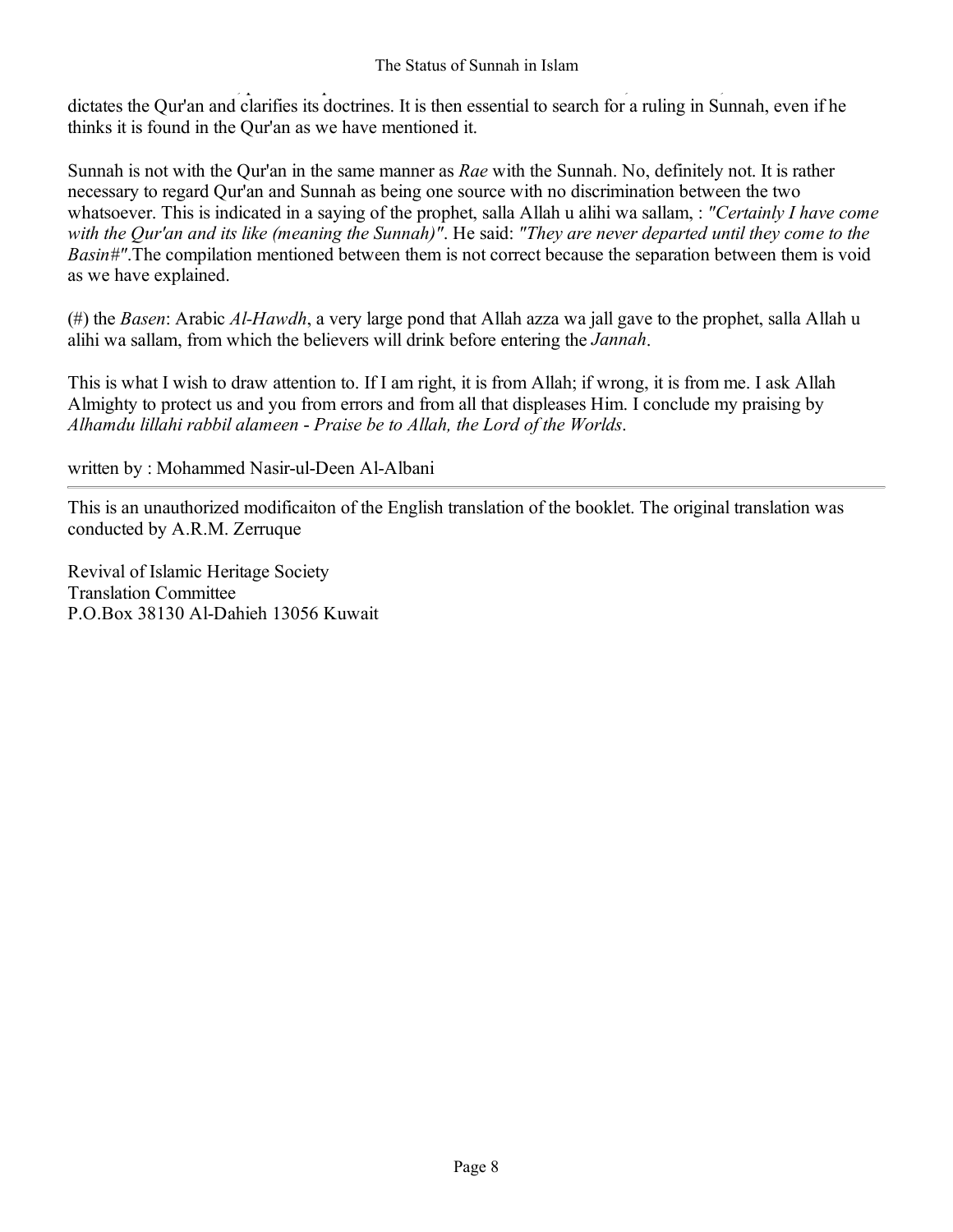dictates the Qur'an and clarifies its doctrines. It is then essential to search for a ruling in Sunnah, even if he thinks it is found in the Qur'an as we have mentioned it.

Sunnah is not with the Qur'an in the same manner as *Rae* with the Sunnah. No, definitely not. It is rather necessary to regard Qur'an and Sunnah as being one source with no discrimination between the two whatsoever. This is indicated in a saying of the prophet, salla Allah u alihi wa sallam, : *"Certainly I have come with the Qur'an and its like (meaning the Sunnah)"*. He said: *"They are never departed until they come to the Basin#"*.The compilation mentioned between them is not correct because the separation between them is void as we have explained.

(#) the *Basen*: Arabic *Al-Hawdh*, a very large pond that Allah azza wa jall gave to the prophet, salla Allah u alihi wa sallam, from which the believers will drink before entering the *Jannah*.

This is what I wish to draw attention to. If I am right, it is from Allah; if wrong, it is from me. I ask Allah Almighty to protect us and you from errors and from all that displeases Him. I conclude my praising by *Alhamdu lillahi rabbil alameen* - *Praise be to Allah, the Lord of the Worlds*.

written by : Mohammed Nasir-ul-Deen Al-Albani

---

This is an unauthorized modificaiton of the English translation of the booklet. The original translation was conducted by A.R.M. Zerruque

Revival of Islamic Heritage Society
Translation Committee
P.O.Box 38130 Al-Dahieh 13056 Kuwait